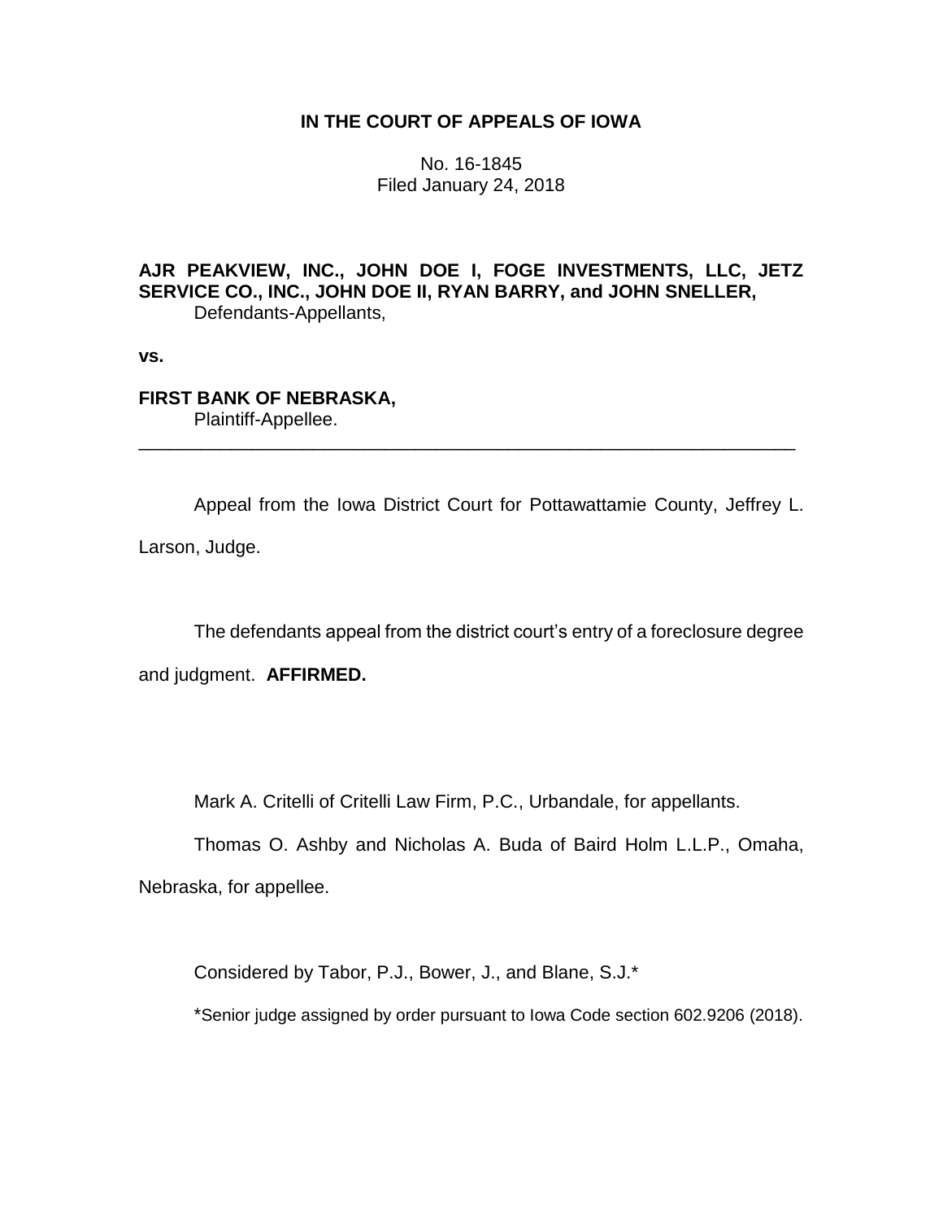# IN THE COURT OF APPEALS OF IOWA

No. 16-1845
Filed January 24, 2018

**AJR PEAKVIEW, INC., JOHN DOE I, FOGE INVESTMENTS, LLC, JETZ SERVICE CO., INC., JOHN DOE II, RYAN BARRY, and JOHN SNELLER,**
Defendants-Appellants,

**vs.**

**FIRST BANK OF NEBRASKA,**
Plaintiff-Appellee.

---

Appeal from the Iowa District Court for Pottawattamie County, Jeffrey L. Larson, Judge.

The defendants appeal from the district court's entry of a foreclosure degree and judgment. **AFFIRMED.**

Mark A. Critelli of Critelli Law Firm, P.C., Urbandale, for appellants.

Thomas O. Ashby and Nicholas A. Buda of Baird Holm L.L.P., Omaha, Nebraska, for appellee.

Considered by Tabor, P.J., Bower, J., and Blane, S.J.*

*Senior judge assigned by order pursuant to Iowa Code section 602.9206 (2018).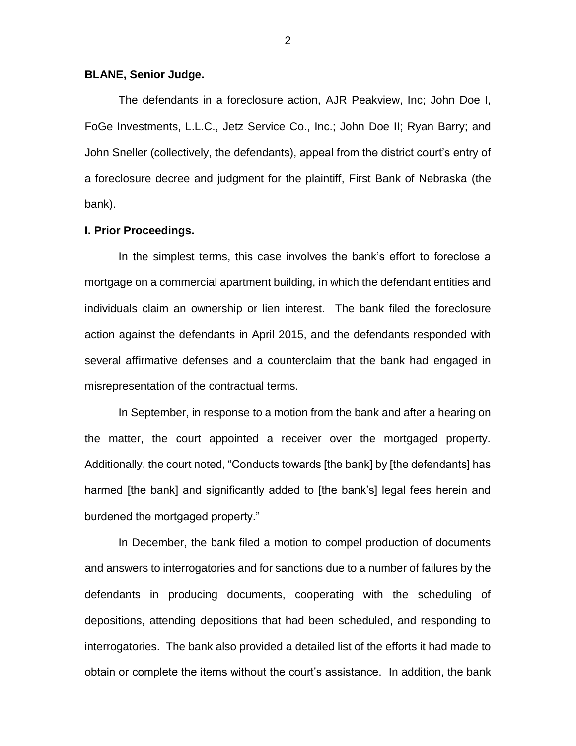**BLANE, Senior Judge.**

The defendants in a foreclosure action, AJR Peakview, Inc; John Doe I, FoGe Investments, L.L.C., Jetz Service Co., Inc.; John Doe II; Ryan Barry; and John Sneller (collectively, the defendants), appeal from the district court's entry of a foreclosure decree and judgment for the plaintiff, First Bank of Nebraska (the bank).

**I. Prior Proceedings.**

In the simplest terms, this case involves the bank's effort to foreclose a mortgage on a commercial apartment building, in which the defendant entities and individuals claim an ownership or lien interest. The bank filed the foreclosure action against the defendants in April 2015, and the defendants responded with several affirmative defenses and a counterclaim that the bank had engaged in misrepresentation of the contractual terms.

In September, in response to a motion from the bank and after a hearing on the matter, the court appointed a receiver over the mortgaged property. Additionally, the court noted, "Conducts towards [the bank] by [the defendants] has harmed [the bank] and significantly added to [the bank's] legal fees herein and burdened the mortgaged property."

In December, the bank filed a motion to compel production of documents and answers to interrogatories and for sanctions due to a number of failures by the defendants in producing documents, cooperating with the scheduling of depositions, attending depositions that had been scheduled, and responding to interrogatories. The bank also provided a detailed list of the efforts it had made to obtain or complete the items without the court's assistance. In addition, the bank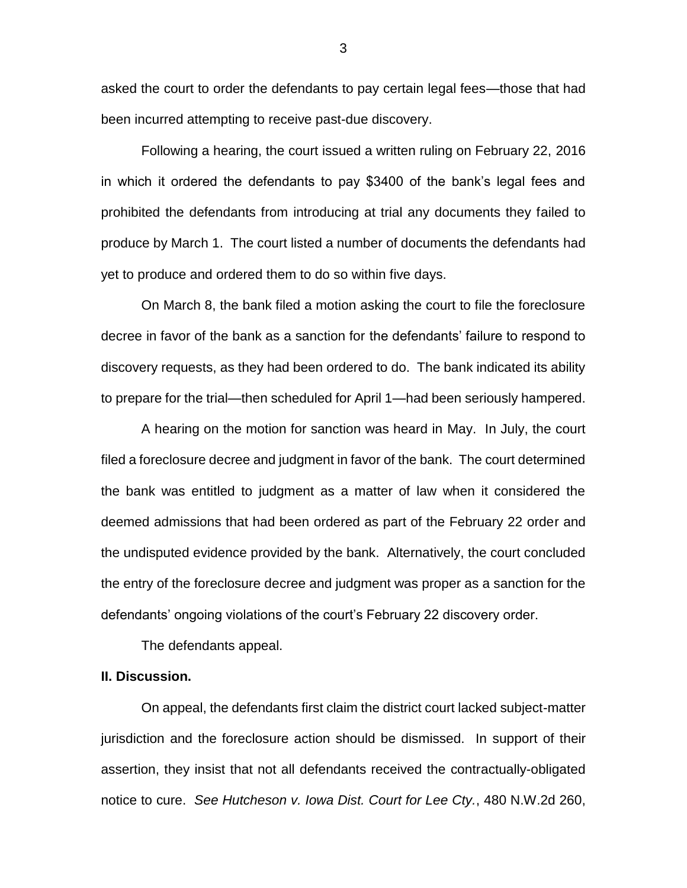asked the court to order the defendants to pay certain legal fees—those that had been incurred attempting to receive past-due discovery.

Following a hearing, the court issued a written ruling on February 22, 2016 in which it ordered the defendants to pay $3400 of the bank's legal fees and prohibited the defendants from introducing at trial any documents they failed to produce by March 1. The court listed a number of documents the defendants had yet to produce and ordered them to do so within five days.

On March 8, the bank filed a motion asking the court to file the foreclosure decree in favor of the bank as a sanction for the defendants' failure to respond to discovery requests, as they had been ordered to do. The bank indicated its ability to prepare for the trial—then scheduled for April 1—had been seriously hampered.

A hearing on the motion for sanction was heard in May. In July, the court filed a foreclosure decree and judgment in favor of the bank. The court determined the bank was entitled to judgment as a matter of law when it considered the deemed admissions that had been ordered as part of the February 22 order and the undisputed evidence provided by the bank. Alternatively, the court concluded the entry of the foreclosure decree and judgment was proper as a sanction for the defendants' ongoing violations of the court's February 22 discovery order.

The defendants appeal.

**II. Discussion.**

On appeal, the defendants first claim the district court lacked subject-matter jurisdiction and the foreclosure action should be dismissed. In support of their assertion, they insist that not all defendants received the contractually-obligated notice to cure. *See Hutcheson v. Iowa Dist. Court for Lee Cty.*, 480 N.W.2d 260,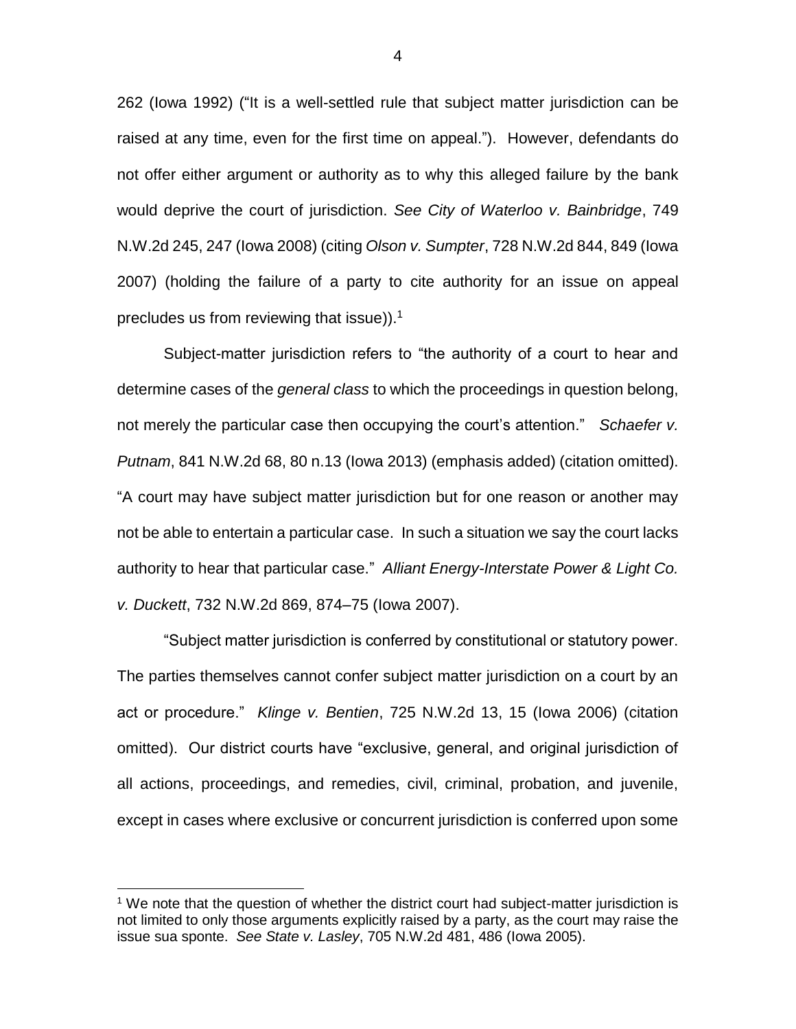262 (Iowa 1992) ("It is a well-settled rule that subject matter jurisdiction can be raised at any time, even for the first time on appeal."). However, defendants do not offer either argument or authority as to why this alleged failure by the bank would deprive the court of jurisdiction. *See City of Waterloo v. Bainbridge*, 749 N.W.2d 245, 247 (Iowa 2008) (citing *Olson v. Sumpter*, 728 N.W.2d 844, 849 (Iowa 2007) (holding the failure of a party to cite authority for an issue on appeal precludes us from reviewing that issue)).[1]

Subject-matter jurisdiction refers to "the authority of a court to hear and determine cases of the *general class* to which the proceedings in question belong, not merely the particular case then occupying the court's attention." *Schaefer v. Putnam*, 841 N.W.2d 68, 80 n.13 (Iowa 2013) (emphasis added) (citation omitted). "A court may have subject matter jurisdiction but for one reason or another may not be able to entertain a particular case. In such a situation we say the court lacks authority to hear that particular case." *Alliant Energy-Interstate Power & Light Co. v. Duckett*, 732 N.W.2d 869, 874–75 (Iowa 2007).

"Subject matter jurisdiction is conferred by constitutional or statutory power. The parties themselves cannot confer subject matter jurisdiction on a court by an act or procedure." *Klinge v. Bentien*, 725 N.W.2d 13, 15 (Iowa 2006) (citation omitted). Our district courts have "exclusive, general, and original jurisdiction of all actions, proceedings, and remedies, civil, criminal, probation, and juvenile, except in cases where exclusive or concurrent jurisdiction is conferred upon some

---

[1] We note that the question of whether the district court had subject-matter jurisdiction is not limited to only those arguments explicitly raised by a party, as the court may raise the issue sua sponte. *See State v. Lasley*, 705 N.W.2d 481, 486 (Iowa 2005).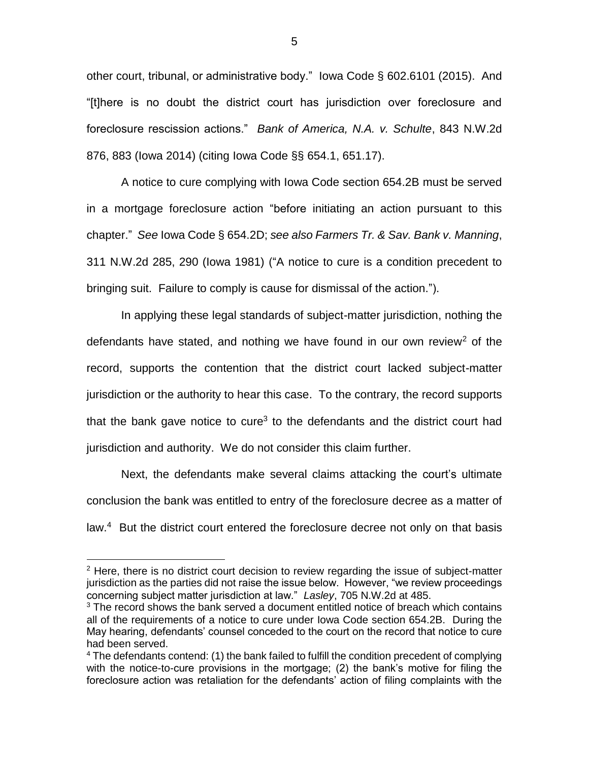other court, tribunal, or administrative body." Iowa Code § 602.6101 (2015). And "[t]here is no doubt the district court has jurisdiction over foreclosure and foreclosure rescission actions." *Bank of America, N.A. v. Schulte*, 843 N.W.2d 876, 883 (Iowa 2014) (citing Iowa Code §§ 654.1, 651.17).

A notice to cure complying with Iowa Code section 654.2B must be served in a mortgage foreclosure action "before initiating an action pursuant to this chapter." *See* Iowa Code § 654.2D; *see also Farmers Tr. & Sav. Bank v. Manning*, 311 N.W.2d 285, 290 (Iowa 1981) ("A notice to cure is a condition precedent to bringing suit. Failure to comply is cause for dismissal of the action.").

In applying these legal standards of subject-matter jurisdiction, nothing the defendants have stated, and nothing we have found in our own review[2] of the record, supports the contention that the district court lacked subject-matter jurisdiction or the authority to hear this case. To the contrary, the record supports that the bank gave notice to cure[3] to the defendants and the district court had jurisdiction and authority. We do not consider this claim further.

Next, the defendants make several claims attacking the court's ultimate conclusion the bank was entitled to entry of the foreclosure decree as a matter of law.[4] But the district court entered the foreclosure decree not only on that basis

---

[2] Here, there is no district court decision to review regarding the issue of subject-matter jurisdiction as the parties did not raise the issue below. However, "we review proceedings concerning subject matter jurisdiction at law." *Lasley*, 705 N.W.2d at 485.

[3] The record shows the bank served a document entitled notice of breach which contains all of the requirements of a notice to cure under Iowa Code section 654.2B. During the May hearing, defendants' counsel conceded to the court on the record that notice to cure had been served.

[4] The defendants contend: (1) the bank failed to fulfill the condition precedent of complying with the notice-to-cure provisions in the mortgage; (2) the bank's motive for filing the foreclosure action was retaliation for the defendants' action of filing complaints with the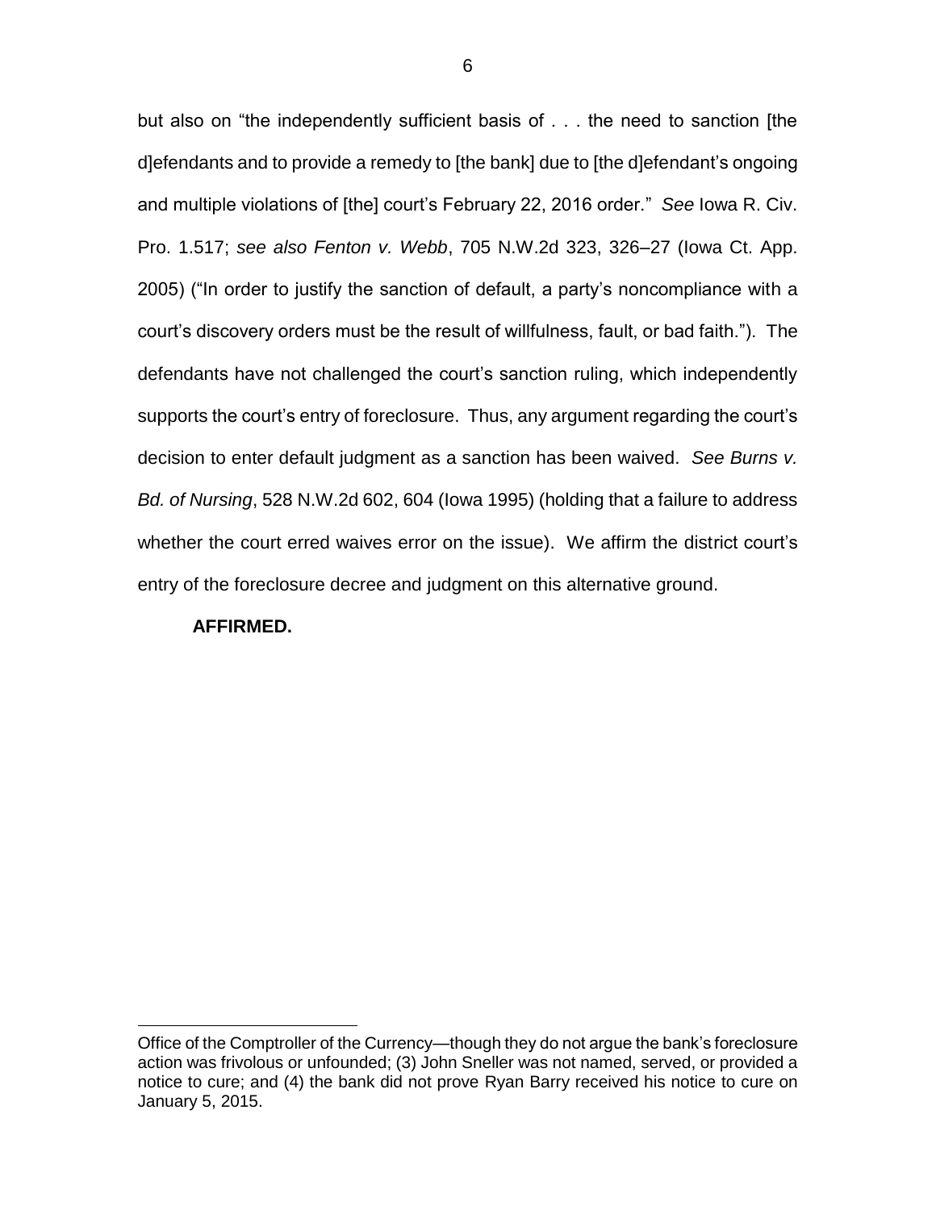but also on "the independently sufficient basis of . . . the need to sanction [the d]efendants and to provide a remedy to [the bank] due to [the d]efendant's ongoing and multiple violations of [the] court's February 22, 2016 order." *See* Iowa R. Civ. Pro. 1.517; *see also Fenton v. Webb*, 705 N.W.2d 323, 326–27 (Iowa Ct. App. 2005) ("In order to justify the sanction of default, a party's noncompliance with a court's discovery orders must be the result of willfulness, fault, or bad faith."). The defendants have not challenged the court's sanction ruling, which independently supports the court's entry of foreclosure. Thus, any argument regarding the court's decision to enter default judgment as a sanction has been waived. *See Burns v. Bd. of Nursing*, 528 N.W.2d 602, 604 (Iowa 1995) (holding that a failure to address whether the court erred waives error on the issue). We affirm the district court's entry of the foreclosure decree and judgment on this alternative ground.

**AFFIRMED.**

---

Office of the Comptroller of the Currency—though they do not argue the bank's foreclosure action was frivolous or unfounded; (3) John Sneller was not named, served, or provided a notice to cure; and (4) the bank did not prove Ryan Barry received his notice to cure on January 5, 2015.